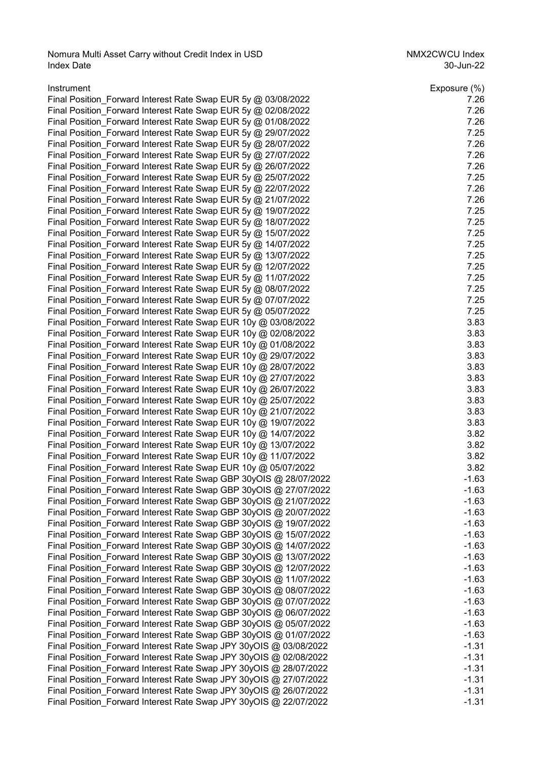Nomura Multi Asset Carry without Credit Index in USD NMX2CWCU Index
Index Date 30-Jun-22

| Instrument | Exposure (%) |
|---|---|
| Final Position_Forward Interest Rate Swap EUR 5y @ 03/08/2022 | 7.26 |
| Final Position_Forward Interest Rate Swap EUR 5y @ 02/08/2022 | 7.26 |
| Final Position_Forward Interest Rate Swap EUR 5y @ 01/08/2022 | 7.26 |
| Final Position_Forward Interest Rate Swap EUR 5y @ 29/07/2022 | 7.25 |
| Final Position_Forward Interest Rate Swap EUR 5y @ 28/07/2022 | 7.26 |
| Final Position_Forward Interest Rate Swap EUR 5y @ 27/07/2022 | 7.26 |
| Final Position_Forward Interest Rate Swap EUR 5y @ 26/07/2022 | 7.26 |
| Final Position_Forward Interest Rate Swap EUR 5y @ 25/07/2022 | 7.25 |
| Final Position_Forward Interest Rate Swap EUR 5y @ 22/07/2022 | 7.26 |
| Final Position_Forward Interest Rate Swap EUR 5y @ 21/07/2022 | 7.26 |
| Final Position_Forward Interest Rate Swap EUR 5y @ 19/07/2022 | 7.25 |
| Final Position_Forward Interest Rate Swap EUR 5y @ 18/07/2022 | 7.25 |
| Final Position_Forward Interest Rate Swap EUR 5y @ 15/07/2022 | 7.25 |
| Final Position_Forward Interest Rate Swap EUR 5y @ 14/07/2022 | 7.25 |
| Final Position_Forward Interest Rate Swap EUR 5y @ 13/07/2022 | 7.25 |
| Final Position_Forward Interest Rate Swap EUR 5y @ 12/07/2022 | 7.25 |
| Final Position_Forward Interest Rate Swap EUR 5y @ 11/07/2022 | 7.25 |
| Final Position_Forward Interest Rate Swap EUR 5y @ 08/07/2022 | 7.25 |
| Final Position_Forward Interest Rate Swap EUR 5y @ 07/07/2022 | 7.25 |
| Final Position_Forward Interest Rate Swap EUR 5y @ 05/07/2022 | 7.25 |
| Final Position_Forward Interest Rate Swap EUR 10y @ 03/08/2022 | 3.83 |
| Final Position_Forward Interest Rate Swap EUR 10y @ 02/08/2022 | 3.83 |
| Final Position_Forward Interest Rate Swap EUR 10y @ 01/08/2022 | 3.83 |
| Final Position_Forward Interest Rate Swap EUR 10y @ 29/07/2022 | 3.83 |
| Final Position_Forward Interest Rate Swap EUR 10y @ 28/07/2022 | 3.83 |
| Final Position_Forward Interest Rate Swap EUR 10y @ 27/07/2022 | 3.83 |
| Final Position_Forward Interest Rate Swap EUR 10y @ 26/07/2022 | 3.83 |
| Final Position_Forward Interest Rate Swap EUR 10y @ 25/07/2022 | 3.83 |
| Final Position_Forward Interest Rate Swap EUR 10y @ 21/07/2022 | 3.83 |
| Final Position_Forward Interest Rate Swap EUR 10y @ 19/07/2022 | 3.83 |
| Final Position_Forward Interest Rate Swap EUR 10y @ 14/07/2022 | 3.82 |
| Final Position_Forward Interest Rate Swap EUR 10y @ 13/07/2022 | 3.82 |
| Final Position_Forward Interest Rate Swap EUR 10y @ 11/07/2022 | 3.82 |
| Final Position_Forward Interest Rate Swap EUR 10y @ 05/07/2022 | 3.82 |
| Final Position_Forward Interest Rate Swap GBP 30yOIS @ 28/07/2022 | -1.63 |
| Final Position_Forward Interest Rate Swap GBP 30yOIS @ 27/07/2022 | -1.63 |
| Final Position_Forward Interest Rate Swap GBP 30yOIS @ 21/07/2022 | -1.63 |
| Final Position_Forward Interest Rate Swap GBP 30yOIS @ 20/07/2022 | -1.63 |
| Final Position_Forward Interest Rate Swap GBP 30yOIS @ 19/07/2022 | -1.63 |
| Final Position_Forward Interest Rate Swap GBP 30yOIS @ 15/07/2022 | -1.63 |
| Final Position_Forward Interest Rate Swap GBP 30yOIS @ 14/07/2022 | -1.63 |
| Final Position_Forward Interest Rate Swap GBP 30yOIS @ 13/07/2022 | -1.63 |
| Final Position_Forward Interest Rate Swap GBP 30yOIS @ 12/07/2022 | -1.63 |
| Final Position_Forward Interest Rate Swap GBP 30yOIS @ 11/07/2022 | -1.63 |
| Final Position_Forward Interest Rate Swap GBP 30yOIS @ 08/07/2022 | -1.63 |
| Final Position_Forward Interest Rate Swap GBP 30yOIS @ 07/07/2022 | -1.63 |
| Final Position_Forward Interest Rate Swap GBP 30yOIS @ 06/07/2022 | -1.63 |
| Final Position_Forward Interest Rate Swap GBP 30yOIS @ 05/07/2022 | -1.63 |
| Final Position_Forward Interest Rate Swap GBP 30yOIS @ 01/07/2022 | -1.63 |
| Final Position_Forward Interest Rate Swap JPY 30yOIS @ 03/08/2022 | -1.31 |
| Final Position_Forward Interest Rate Swap JPY 30yOIS @ 02/08/2022 | -1.31 |
| Final Position_Forward Interest Rate Swap JPY 30yOIS @ 28/07/2022 | -1.31 |
| Final Position_Forward Interest Rate Swap JPY 30yOIS @ 27/07/2022 | -1.31 |
| Final Position_Forward Interest Rate Swap JPY 30yOIS @ 26/07/2022 | -1.31 |
| Final Position_Forward Interest Rate Swap JPY 30yOIS @ 22/07/2022 | -1.31 |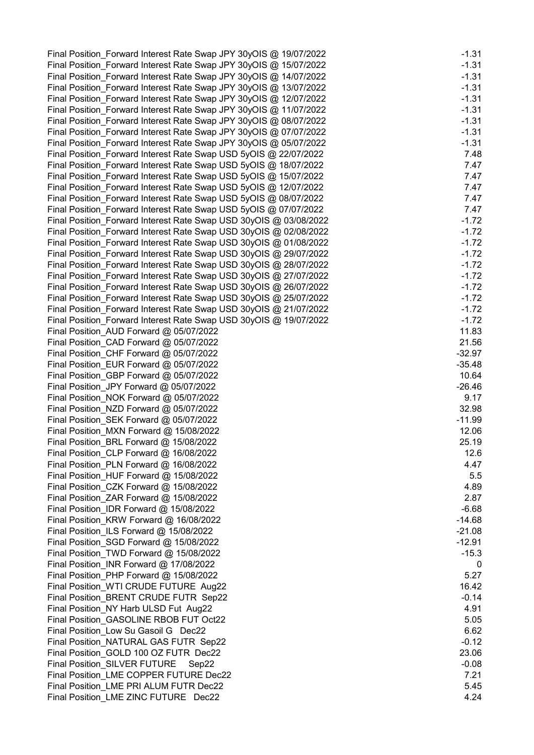| | |
|---|---|
| Final Position_Forward Interest Rate Swap JPY 30yOIS @ 19/07/2022 | -1.31 |
| Final Position_Forward Interest Rate Swap JPY 30yOIS @ 15/07/2022 | -1.31 |
| Final Position_Forward Interest Rate Swap JPY 30yOIS @ 14/07/2022 | -1.31 |
| Final Position_Forward Interest Rate Swap JPY 30yOIS @ 13/07/2022 | -1.31 |
| Final Position_Forward Interest Rate Swap JPY 30yOIS @ 12/07/2022 | -1.31 |
| Final Position_Forward Interest Rate Swap JPY 30yOIS @ 11/07/2022 | -1.31 |
| Final Position_Forward Interest Rate Swap JPY 30yOIS @ 08/07/2022 | -1.31 |
| Final Position_Forward Interest Rate Swap JPY 30yOIS @ 07/07/2022 | -1.31 |
| Final Position_Forward Interest Rate Swap JPY 30yOIS @ 05/07/2022 | -1.31 |
| Final Position_Forward Interest Rate Swap USD 5yOIS @ 22/07/2022 | 7.48 |
| Final Position_Forward Interest Rate Swap USD 5yOIS @ 18/07/2022 | 7.47 |
| Final Position_Forward Interest Rate Swap USD 5yOIS @ 15/07/2022 | 7.47 |
| Final Position_Forward Interest Rate Swap USD 5yOIS @ 12/07/2022 | 7.47 |
| Final Position_Forward Interest Rate Swap USD 5yOIS @ 08/07/2022 | 7.47 |
| Final Position_Forward Interest Rate Swap USD 5yOIS @ 07/07/2022 | 7.47 |
| Final Position_Forward Interest Rate Swap USD 30yOIS @ 03/08/2022 | -1.72 |
| Final Position_Forward Interest Rate Swap USD 30yOIS @ 02/08/2022 | -1.72 |
| Final Position_Forward Interest Rate Swap USD 30yOIS @ 01/08/2022 | -1.72 |
| Final Position_Forward Interest Rate Swap USD 30yOIS @ 29/07/2022 | -1.72 |
| Final Position_Forward Interest Rate Swap USD 30yOIS @ 28/07/2022 | -1.72 |
| Final Position_Forward Interest Rate Swap USD 30yOIS @ 27/07/2022 | -1.72 |
| Final Position_Forward Interest Rate Swap USD 30yOIS @ 26/07/2022 | -1.72 |
| Final Position_Forward Interest Rate Swap USD 30yOIS @ 25/07/2022 | -1.72 |
| Final Position_Forward Interest Rate Swap USD 30yOIS @ 21/07/2022 | -1.72 |
| Final Position_Forward Interest Rate Swap USD 30yOIS @ 19/07/2022 | -1.72 |
| Final Position_AUD Forward @ 05/07/2022 | 11.83 |
| Final Position_CAD Forward @ 05/07/2022 | 21.56 |
| Final Position_CHF Forward @ 05/07/2022 | -32.97 |
| Final Position_EUR Forward @ 05/07/2022 | -35.48 |
| Final Position_GBP Forward @ 05/07/2022 | 10.64 |
| Final Position_JPY Forward @ 05/07/2022 | -26.46 |
| Final Position_NOK Forward @ 05/07/2022 | 9.17 |
| Final Position_NZD Forward @ 05/07/2022 | 32.98 |
| Final Position_SEK Forward @ 05/07/2022 | -11.99 |
| Final Position_MXN Forward @ 15/08/2022 | 12.06 |
| Final Position_BRL Forward @ 15/08/2022 | 25.19 |
| Final Position_CLP Forward @ 16/08/2022 | 12.6 |
| Final Position_PLN Forward @ 16/08/2022 | 4.47 |
| Final Position_HUF Forward @ 15/08/2022 | 5.5 |
| Final Position_CZK Forward @ 15/08/2022 | 4.89 |
| Final Position_ZAR Forward @ 15/08/2022 | 2.87 |
| Final Position_IDR Forward @ 15/08/2022 | -6.68 |
| Final Position_KRW Forward @ 16/08/2022 | -14.68 |
| Final Position_ILS Forward @ 15/08/2022 | -21.08 |
| Final Position_SGD Forward @ 15/08/2022 | -12.91 |
| Final Position_TWD Forward @ 15/08/2022 | -15.3 |
| Final Position_INR Forward @ 17/08/2022 | 0 |
| Final Position_PHP Forward @ 15/08/2022 | 5.27 |
| Final Position_WTI CRUDE FUTURE Aug22 | 16.42 |
| Final Position_BRENT CRUDE FUTR Sep22 | -0.14 |
| Final Position_NY Harb ULSD Fut Aug22 | 4.91 |
| Final Position_GASOLINE RBOB FUT Oct22 | 5.05 |
| Final Position_Low Su Gasoil G Dec22 | 6.62 |
| Final Position_NATURAL GAS FUTR Sep22 | -0.12 |
| Final Position_GOLD 100 OZ FUTR Dec22 | 23.06 |
| Final Position_SILVER FUTURE Sep22 | -0.08 |
| Final Position_LME COPPER FUTURE Dec22 | 7.21 |
| Final Position_LME PRI ALUM FUTR Dec22 | 5.45 |
| Final Position_LME ZINC FUTURE Dec22 | 4.24 |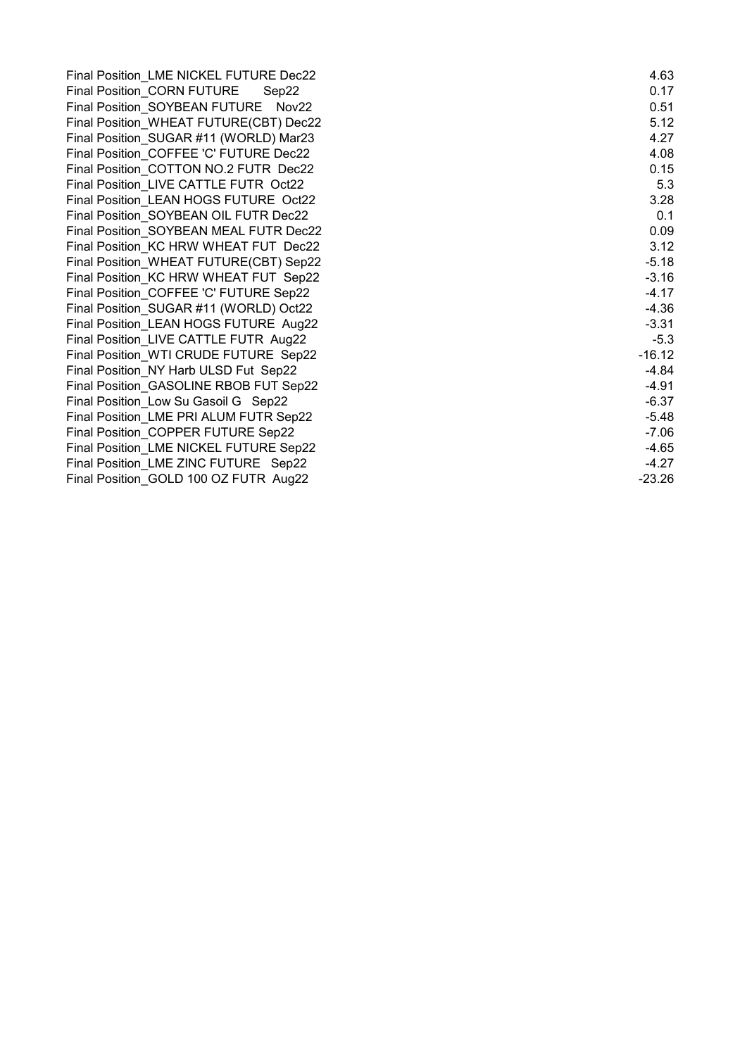| | |
|---|---|
| Final Position_LME NICKEL FUTURE Dec22 | 4.63 |
| Final Position_CORN FUTURE Sep22 | 0.17 |
| Final Position_SOYBEAN FUTURE Nov22 | 0.51 |
| Final Position_WHEAT FUTURE(CBT) Dec22 | 5.12 |
| Final Position_SUGAR #11 (WORLD) Mar23 | 4.27 |
| Final Position_COFFEE 'C' FUTURE Dec22 | 4.08 |
| Final Position_COTTON NO.2 FUTR Dec22 | 0.15 |
| Final Position_LIVE CATTLE FUTR Oct22 | 5.3 |
| Final Position_LEAN HOGS FUTURE Oct22 | 3.28 |
| Final Position_SOYBEAN OIL FUTR Dec22 | 0.1 |
| Final Position_SOYBEAN MEAL FUTR Dec22 | 0.09 |
| Final Position_KC HRW WHEAT FUT Dec22 | 3.12 |
| Final Position_WHEAT FUTURE(CBT) Sep22 | -5.18 |
| Final Position_KC HRW WHEAT FUT Sep22 | -3.16 |
| Final Position_COFFEE 'C' FUTURE Sep22 | -4.17 |
| Final Position_SUGAR #11 (WORLD) Oct22 | -4.36 |
| Final Position_LEAN HOGS FUTURE Aug22 | -3.31 |
| Final Position_LIVE CATTLE FUTR Aug22 | -5.3 |
| Final Position_WTI CRUDE FUTURE Sep22 | -16.12 |
| Final Position_NY Harb ULSD Fut Sep22 | -4.84 |
| Final Position_GASOLINE RBOB FUT Sep22 | -4.91 |
| Final Position_Low Su Gasoil G Sep22 | -6.37 |
| Final Position_LME PRI ALUM FUTR Sep22 | -5.48 |
| Final Position_COPPER FUTURE Sep22 | -7.06 |
| Final Position_LME NICKEL FUTURE Sep22 | -4.65 |
| Final Position_LME ZINC FUTURE Sep22 | -4.27 |
| Final Position_GOLD 100 OZ FUTR Aug22 | -23.26 |